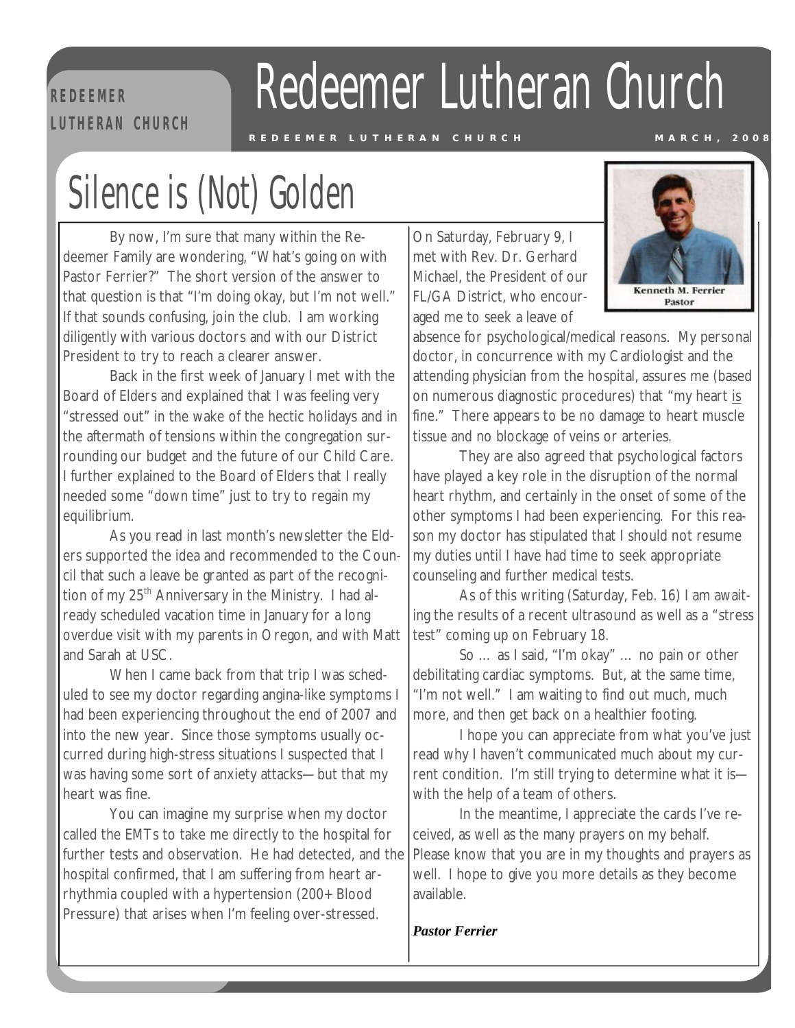# Redeemer Lutheran Church

REDEEMER LUTHERAN CHURCH — MARCH, 2008

## Silence is (Not) Golden

By now, I'm sure that many within the Redeemer Family are wondering, "What's going on with Pastor Ferrier?" The short version of the answer to that question is that "I'm doing okay, but I'm not well." If that sounds confusing, join the club. I am working diligently with various doctors and with our District President to try to reach a clearer answer.

Back in the first week of January I met with the Board of Elders and explained that I was feeling very "stressed out" in the wake of the hectic holidays and in the aftermath of tensions within the congregation surrounding our budget and the future of our Child Care. I further explained to the Board of Elders that I really needed some "down time" just to try to regain my equilibrium.

As you read in last month's newsletter the Elders supported the idea and recommended to the Council that such a leave be granted as part of the recognition of my 25th Anniversary in the Ministry. I had already scheduled vacation time in January for a long overdue visit with my parents in Oregon, and with Matt and Sarah at USC.

When I came back from that trip I was scheduled to see my doctor regarding angina-like symptoms I had been experiencing throughout the end of 2007 and into the new year. Since those symptoms usually occurred during high-stress situations I suspected that I was having some sort of anxiety attacks—but that my heart was fine.

You can imagine my surprise when my doctor called the EMTs to take me directly to the hospital for further tests and observation. He had detected, and the hospital confirmed, that I am suffering from heart arrhythmia coupled with a hypertension (200+ Blood Pressure) that arises when I'm feeling over-stressed.

On Saturday, February 9, I met with Rev. Dr. Gerhard Michael, the President of our FL/GA District, who encouraged me to seek a leave of absence for psychological/medical reasons. My personal doctor, in concurrence with my Cardiologist and the attending physician from the hospital, assures me (based on numerous diagnostic procedures) that "my heart is fine." There appears to be no damage to heart muscle tissue and no blockage of veins or arteries.

Kenneth M. Ferrier
Pastor

They are also agreed that psychological factors have played a key role in the disruption of the normal heart rhythm, and certainly in the onset of some of the other symptoms I had been experiencing. For this reason my doctor has stipulated that I should not resume my duties until I have had time to seek appropriate counseling and further medical tests.

As of this writing (Saturday, Feb. 16) I am awaiting the results of a recent ultrasound as well as a "stress test" coming up on February 18.

So … as I said, "I'm okay" … no pain or other debilitating cardiac symptoms. But, at the same time, "I'm not well." I am waiting to find out much, much more, and then get back on a healthier footing.

I hope you can appreciate from what you've just read why I haven't communicated much about my current condition. I'm still trying to determine what it is—with the help of a team of others.

In the meantime, I appreciate the cards I've received, as well as the many prayers on my behalf. Please know that you are in my thoughts and prayers as well. I hope to give you more details as they become available.

***Pastor Ferrier***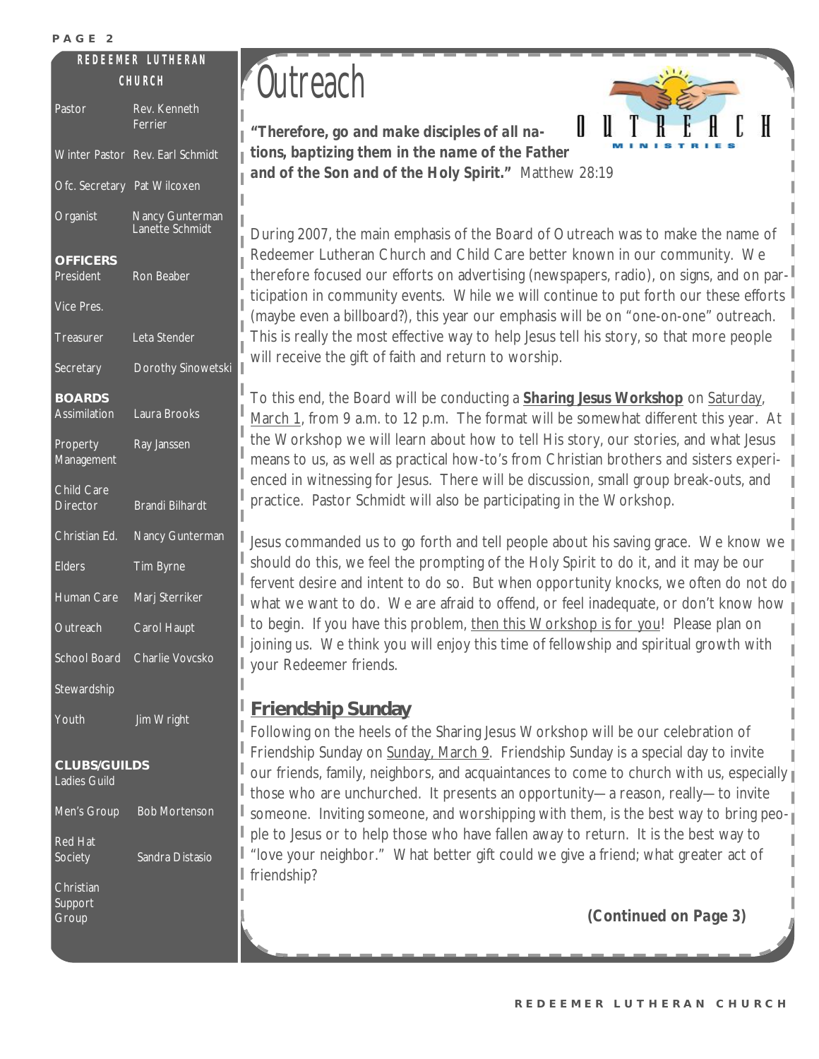## REDEEMER LUTHERAN CHURCH

| | |
|---|---|
| Pastor | Rev. Kenneth Ferrier |
| Winter Pastor | Rev. Earl Schmidt |
| Ofc. Secretary | Pat Wilcoxen |
| Organist | Nancy Gunterman, Lanette Schmidt |

**OFFICERS**

| | |
|---|---|
| President | Ron Beaber |
| Vice Pres. | |
| Treasurer | Leta Stender |
| Secretary | Dorothy Sinowetski |

**BOARDS**

| | |
|---|---|
| Assimilation | Laura Brooks |
| Property Management | Ray Janssen |
| Child Care Director | Brandi Bilhardt |
| Christian Ed. | Nancy Gunterman |
| Elders | Tim Byrne |
| Human Care | Marj Sterriker |
| Outreach | Carol Haupt |
| School Board | Charlie Vovcsko |
| Stewardship | |
| Youth | Jim Wright |

**CLUBS/GUILDS**

| | |
|---|---|
| Ladies Guild | |
| Men's Group | Bob Mortenson |
| Red Hat Society | Sandra Distasio |
| Christian Support Group | |

# Outreach

OUTREACH MINISTRIES

**"Therefore, go and make disciples of all nations, baptizing them in the name of the Father and of the Son and of the Holy Spirit."** Matthew 28:19

During 2007, the main emphasis of the Board of Outreach was to make the name of Redeemer Lutheran Church and Child Care better known in our community. We therefore focused our efforts on advertising (newspapers, radio), on signs, and on participation in community events. While we will continue to put forth our these efforts (maybe even a billboard?), this year our emphasis will be on "one-on-one" outreach. This is really the most effective way to help Jesus tell his story, so that more people will receive the gift of faith and return to worship.

To this end, the Board will be conducting a **Sharing Jesus Workshop** on Saturday, March 1, from 9 a.m. to 12 p.m. The format will be somewhat different this year. At the Workshop we will learn about how to tell His story, our stories, and what Jesus means to us, as well as practical how-to's from Christian brothers and sisters experienced in witnessing for Jesus. There will be discussion, small group break-outs, and practice. Pastor Schmidt will also be participating in the Workshop.

Jesus commanded us to go forth and tell people about his saving grace. We know we should do this, we feel the prompting of the Holy Spirit to do it, and it may be our fervent desire and intent to do so. But when opportunity knocks, we often do not do what we want to do. We are afraid to offend, or feel inadequate, or don't know how to begin. If you have this problem, then this Workshop is for you! Please plan on joining us. We think you will enjoy this time of fellowship and spiritual growth with your Redeemer friends.

## Friendship Sunday

Following on the heels of the Sharing Jesus Workshop will be our celebration of Friendship Sunday on Sunday, March 9. Friendship Sunday is a special day to invite our friends, family, neighbors, and acquaintances to come to church with us, especially those who are unchurched. It presents an opportunity—a reason, really—to invite someone. Inviting someone, and worshipping with them, is the best way to bring people to Jesus or to help those who have fallen away to return. It is the best way to "love your neighbor." What better gift could we give a friend; what greater act of friendship?

**(Continued on Page 3)**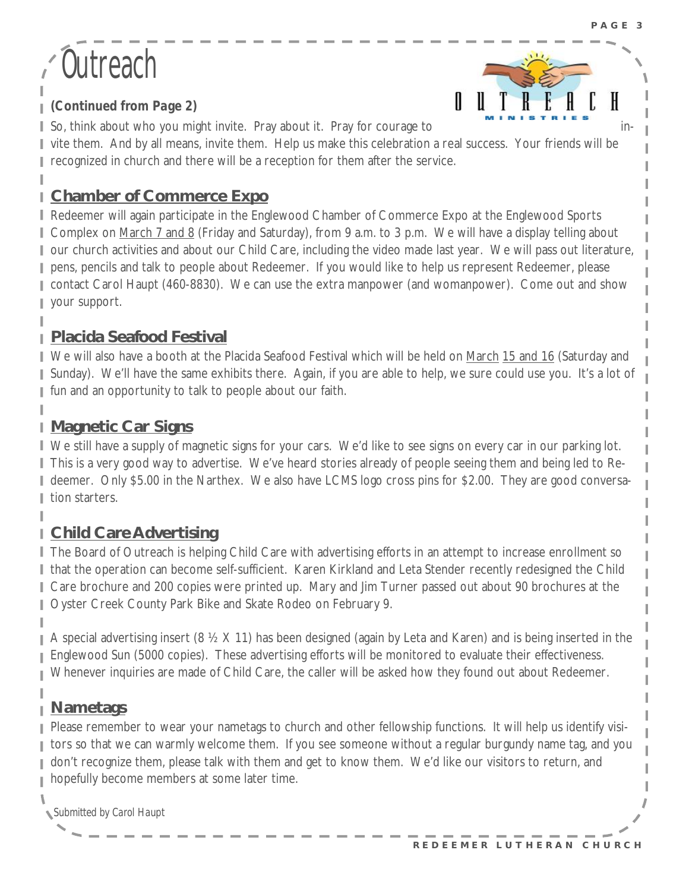# Outreach

***(Continued from Page 2)***

So, think about who you might invite. Pray about it. Pray for courage to invite them. And by all means, invite them. Help us make this celebration a real success. Your friends will be recognized in church and there will be a reception for them after the service.

## Chamber of Commerce Expo

Redeemer will again participate in the Englewood Chamber of Commerce Expo at the Englewood Sports Complex on March 7 and 8 (Friday and Saturday), from 9 a.m. to 3 p.m. We will have a display telling about our church activities and about our Child Care, including the video made last year. We will pass out literature, pens, pencils and talk to people about Redeemer. If you would like to help us represent Redeemer, please contact Carol Haupt (460-8830). We can use the extra manpower (and womanpower). Come out and show your support.

## Placida Seafood Festival

We will also have a booth at the Placida Seafood Festival which will be held on March 15 and 16 (Saturday and Sunday). We'll have the same exhibits there. Again, if you are able to help, we sure could use you. It's a lot of fun and an opportunity to talk to people about our faith.

## Magnetic Car Signs

We still have a supply of magnetic signs for your cars. We'd like to see signs on every car in our parking lot. This is a very good way to advertise. We've heard stories already of people seeing them and being led to Redeemer. Only $5.00 in the Narthex. We also have LCMS logo cross pins for $2.00. They are good conversation starters.

## Child Care Advertising

The Board of Outreach is helping Child Care with advertising efforts in an attempt to increase enrollment so that the operation can become self-sufficient. Karen Kirkland and Leta Stender recently redesigned the Child Care brochure and 200 copies were printed up. Mary and Jim Turner passed out about 90 brochures at the Oyster Creek County Park Bike and Skate Rodeo on February 9.

A special advertising insert (8 ½ X 11) has been designed (again by Leta and Karen) and is being inserted in the Englewood Sun (5000 copies). These advertising efforts will be monitored to evaluate their effectiveness. Whenever inquiries are made of Child Care, the caller will be asked how they found out about Redeemer.

## Nametags

Please remember to wear your nametags to church and other fellowship functions. It will help us identify visitors so that we can warmly welcome them. If you see someone without a regular burgundy name tag, and you don't recognize them, please talk with them and get to know them. We'd like our visitors to return, and hopefully become members at some later time.

*Submitted by Carol Haupt*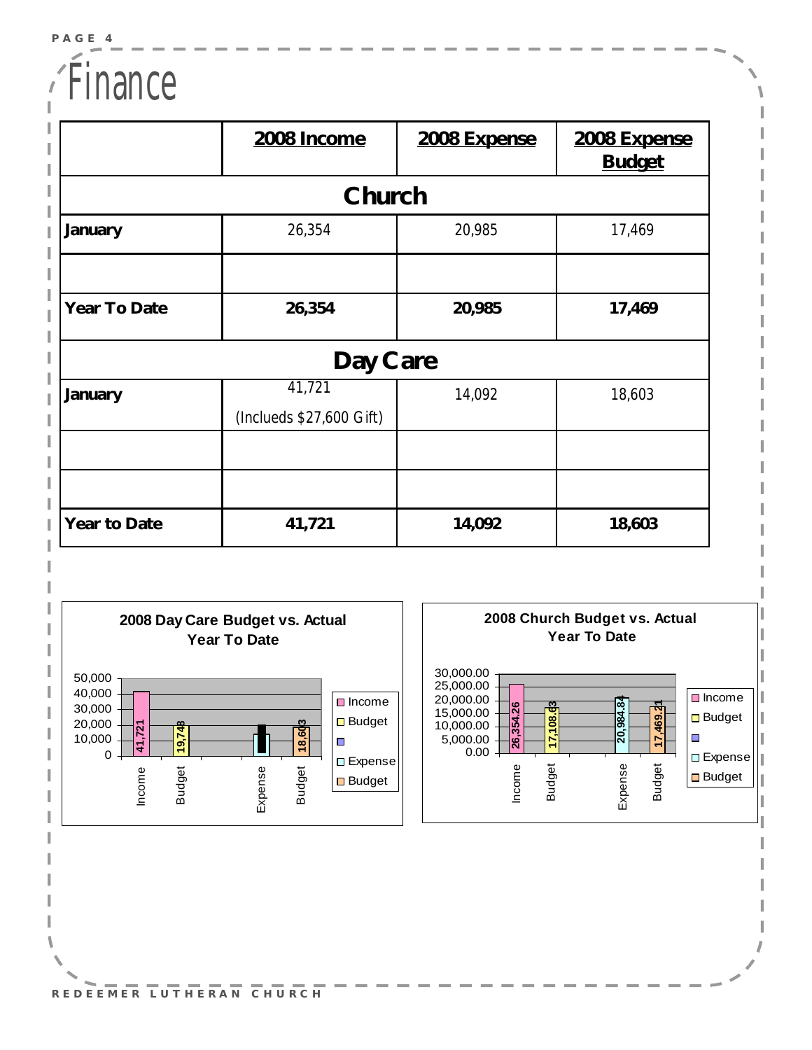# Finance

| | 2008 Income | 2008 Expense | 2008 Expense Budget |
|---|---|---|---|
| **Church** | | | |
| **January** | 26,354 | 20,985 | 17,469 |
| | | | |
| **Year To Date** | **26,354** | **20,985** | **17,469** |
| **Day Care** | | | |
| **January** | 41,721 (Inclueds $27,600 Gift) | 14,092 | 18,603 |
| | | | |
| | | | |
| **Year to Date** | **41,721** | **14,092** | **18,603** |

**2008 Day Care Budget vs. Actual Year To Date**

| | Income | Budget | Expense | Budget |
|---|---|---|---|---|
| Value | 41,721 | 19,748 | | 18,603 |

**2008 Church Budget vs. Actual Year To Date**

| | Income | Budget | Expense | Budget |
|---|---|---|---|---|
| Value | 26,354.26 | 17,108.63 | 20,984.84 | 17,469.21 |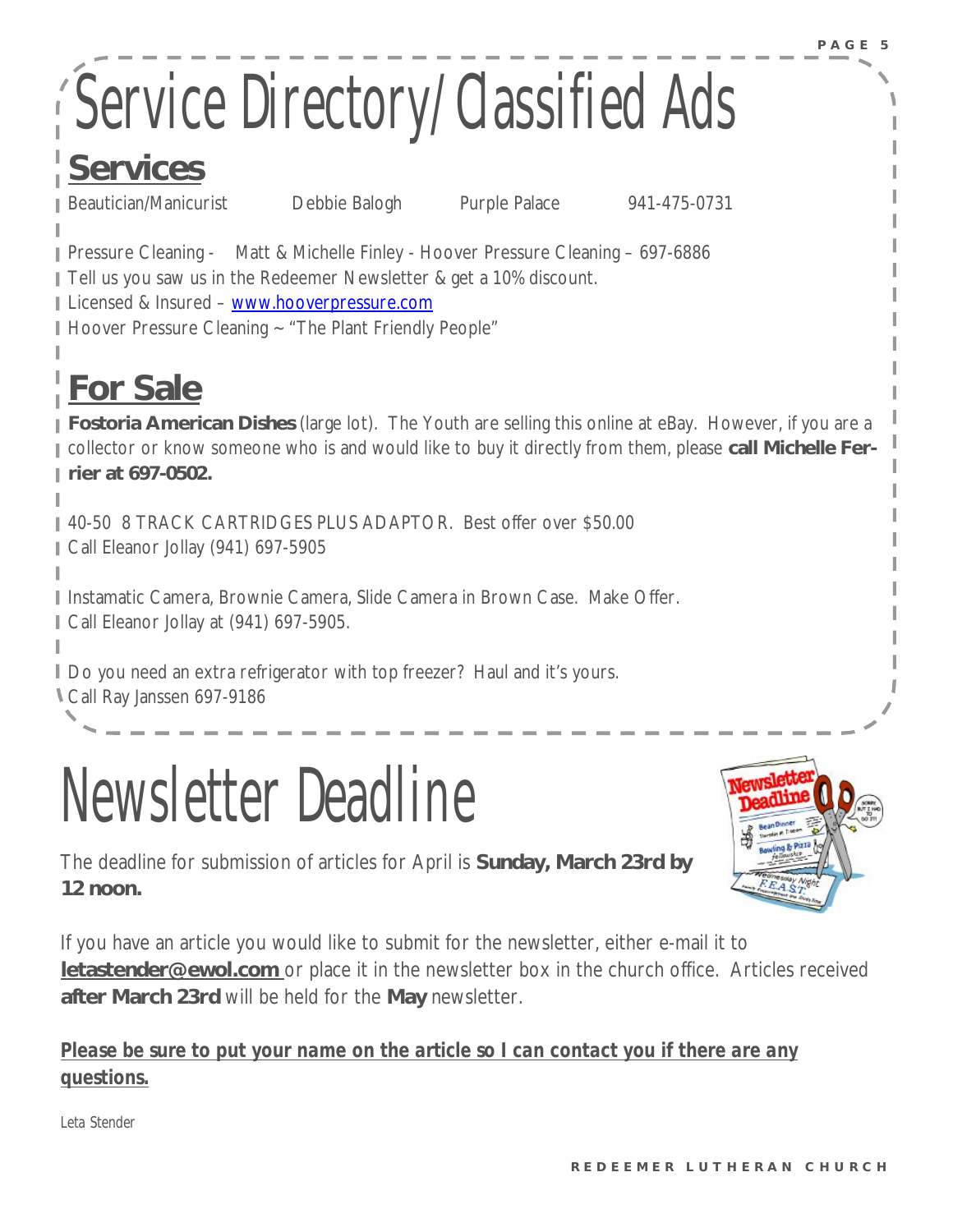# Service Directory/Classified Ads

## Services

Beautician/Manicurist Debbie Balogh Purple Palace 941-475-0731

Pressure Cleaning - Matt & Michelle Finley - Hoover Pressure Cleaning – 697-6886
Tell us you saw us in the Redeemer Newsletter & get a 10% discount.
Licensed & Insured – www.hooverpressure.com
Hoover Pressure Cleaning ~ "The Plant Friendly People"

## For Sale

**Fostoria American Dishes** (large lot). The Youth are selling this online at eBay. However, if you are a collector or know someone who is and would like to buy it directly from them, please **call Michelle Ferrier at 697-0502.**

40-50 8 TRACK CARTRIDGES PLUS ADAPTOR. Best offer over $50.00
Call Eleanor Jollay (941) 697-5905

Instamatic Camera, Brownie Camera, Slide Camera in Brown Case. Make Offer.
Call Eleanor Jollay at (941) 697-5905.

Do you need an extra refrigerator with top freezer? Haul and it's yours.
Call Ray Janssen 697-9186

# Newsletter Deadline

The deadline for submission of articles for April is **Sunday, March 23rd by 12 noon.**

If you have an article you would like to submit for the newsletter, either e-mail it to **letastender@ewol.com** or place it in the newsletter box in the church office. Articles received **after March 23rd** will be held for the **May** newsletter.

***Please be sure to put your name on the article so I can contact you if there are any questions.***

Leta Stender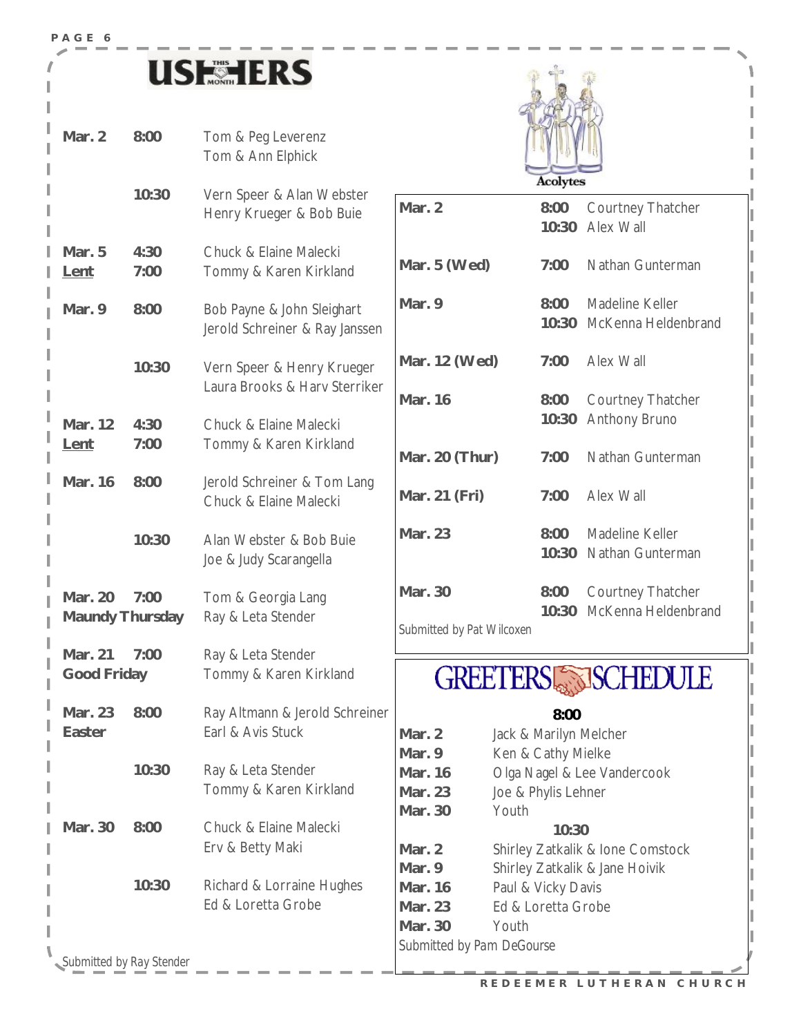## USHERS (THIS MONTH)

| Date | Time | Ushers |
|---|---|---|
| Mar. 2 | 8:00 | Tom & Peg Leverenz<br>Tom & Ann Elphick |
| | 10:30 | Vern Speer & Alan Webster<br>Henry Krueger & Bob Buie |
| Mar. 5<br>Lent | 4:30<br>7:00 | Chuck & Elaine Malecki<br>Tommy & Karen Kirkland |
| Mar. 9 | 8:00 | Bob Payne & John Sleighart<br>Jerold Schreiner & Ray Janssen |
| | 10:30 | Vern Speer & Henry Krueger<br>Laura Brooks & Harv Sterriker |
| Mar. 12<br>Lent | 4:30<br>7:00 | Chuck & Elaine Malecki<br>Tommy & Karen Kirkland |
| Mar. 16 | 8:00 | Jerold Schreiner & Tom Lang<br>Chuck & Elaine Malecki |
| | 10:30 | Alan Webster & Bob Buie<br>Joe & Judy Scarangella |
| Mar. 20<br>Maundy Thursday | 7:00 | Tom & Georgia Lang<br>Ray & Leta Stender |
| Mar. 21<br>Good Friday | 7:00 | Ray & Leta Stender<br>Tommy & Karen Kirkland |
| Mar. 23<br>Easter | 8:00 | Ray Altmann & Jerold Schreiner<br>Earl & Avis Stuck |
| | 10:30 | Ray & Leta Stender<br>Tommy & Karen Kirkland |
| Mar. 30 | 8:00 | Chuck & Elaine Malecki<br>Erv & Betty Maki |
| | 10:30 | Richard & Lorraine Hughes<br>Ed & Loretta Grobe |

Submitted by Ray Stender

## Acolytes

| Date | Time | Acolyte |
|---|---|---|
| Mar. 2 | 8:00 | Courtney Thatcher |
| | 10:30 | Alex Wall |
| Mar. 5 (Wed) | 7:00 | Nathan Gunterman |
| Mar. 9 | 8:00 | Madeline Keller |
| | 10:30 | McKenna Heldenbrand |
| Mar. 12 (Wed) | 7:00 | Alex Wall |
| Mar. 16 | 8:00 | Courtney Thatcher |
| | 10:30 | Anthony Bruno |
| Mar. 20 (Thur) | 7:00 | Nathan Gunterman |
| Mar. 21 (Fri) | 7:00 | Alex Wall |
| Mar. 23 | 8:00 | Madeline Keller |
| | 10:30 | Nathan Gunterman |
| Mar. 30 | 8:00 | Courtney Thatcher |
| | 10:30 | McKenna Heldenbrand |

Submitted by Pat Wilcoxen

## GREETERS SCHEDULE

**8:00**

| Date | Greeters |
|---|---|
| Mar. 2 | Jack & Marilyn Melcher |
| Mar. 9 | Ken & Cathy Mielke |
| Mar. 16 | Olga Nagel & Lee Vandercook |
| Mar. 23 | Joe & Phylis Lehner |
| Mar. 30 | Youth |

**10:30**

| Date | Greeters |
|---|---|
| Mar. 2 | Shirley Zatkalik & Ione Comstock |
| Mar. 9 | Shirley Zatkalik & Jane Hoivik |
| Mar. 16 | Paul & Vicky Davis |
| Mar. 23 | Ed & Loretta Grobe |
| Mar. 30 | Youth |

Submitted by Pam DeGourse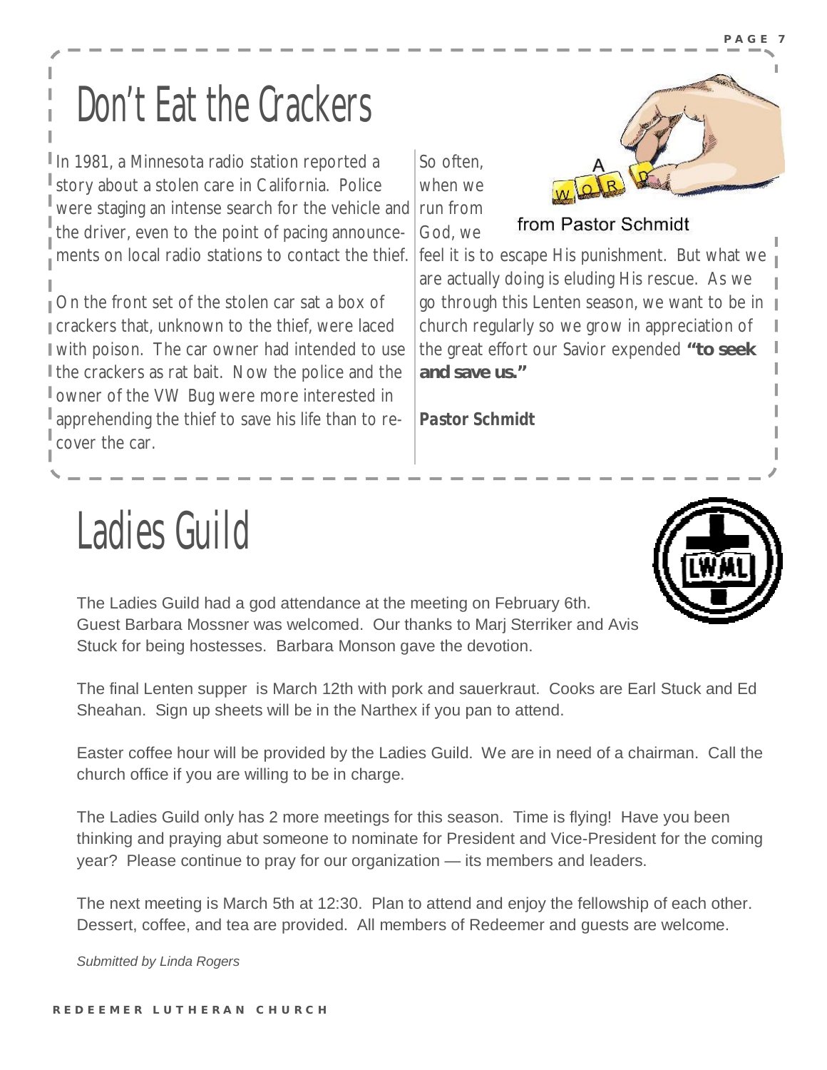# Don't Eat the Crackers

In 1981, a Minnesota radio station reported a story about a stolen care in California. Police were staging an intense search for the vehicle and the driver, even to the point of pacing announcements on local radio stations to contact the thief.

On the front set of the stolen car sat a box of crackers that, unknown to the thief, were laced with poison. The car owner had intended to use the crackers as rat bait. Now the police and the owner of the VW Bug were more interested in apprehending the thief to save his life than to recover the car.

A WORD from Pastor Schmidt

So often, when we run from God, we feel it is to escape His punishment. But what we are actually doing is eluding His rescue. As we go through this Lenten season, we want to be in church regularly so we grow in appreciation of the great effort our Savior expended **"to seek and save us."**

***Pastor Schmidt***

# Ladies Guild

The Ladies Guild had a god attendance at the meeting on February 6th. Guest Barbara Mossner was welcomed. Our thanks to Marj Sterriker and Avis Stuck for being hostesses. Barbara Monson gave the devotion.

The final Lenten supper is March 12th with pork and sauerkraut. Cooks are Earl Stuck and Ed Sheahan. Sign up sheets will be in the Narthex if you pan to attend.

Easter coffee hour will be provided by the Ladies Guild. We are in need of a chairman. Call the church office if you are willing to be in charge.

The Ladies Guild only has 2 more meetings for this season. Time is flying! Have you been thinking and praying abut someone to nominate for President and Vice-President for the coming year? Please continue to pray for our organization — its members and leaders.

The next meeting is March 5th at 12:30. Plan to attend and enjoy the fellowship of each other. Dessert, coffee, and tea are provided. All members of Redeemer and guests are welcome.

*Submitted by Linda Rogers*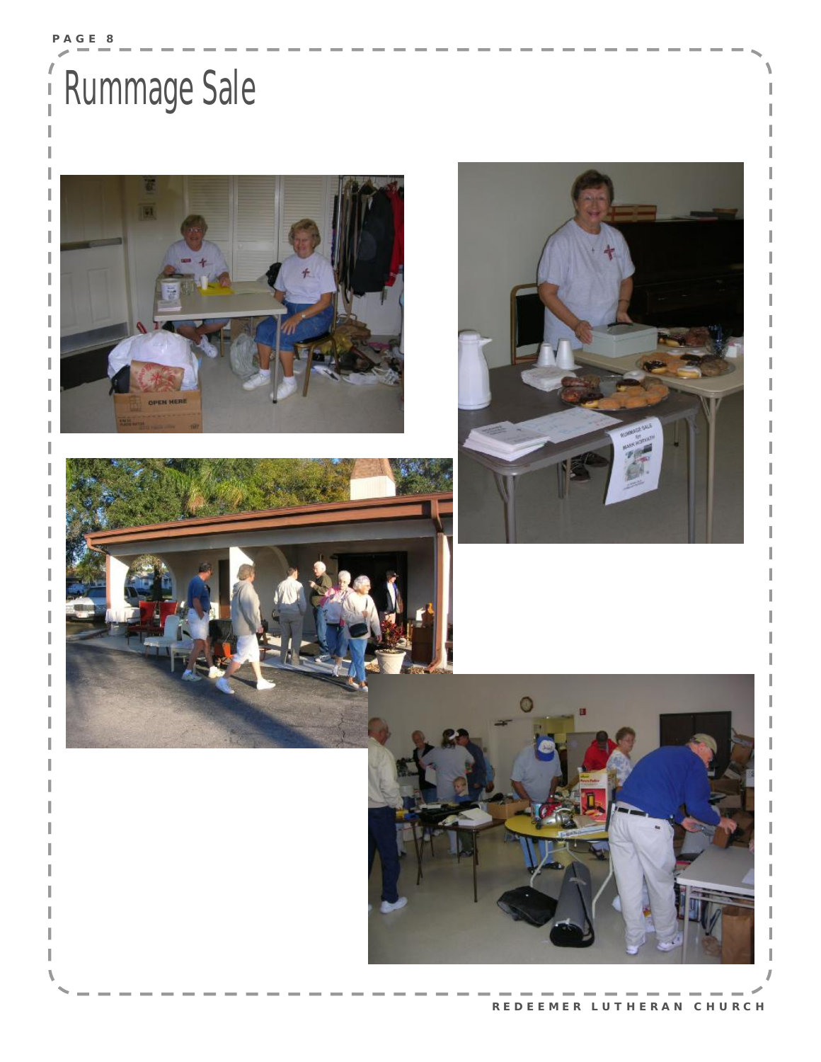# Rummage Sale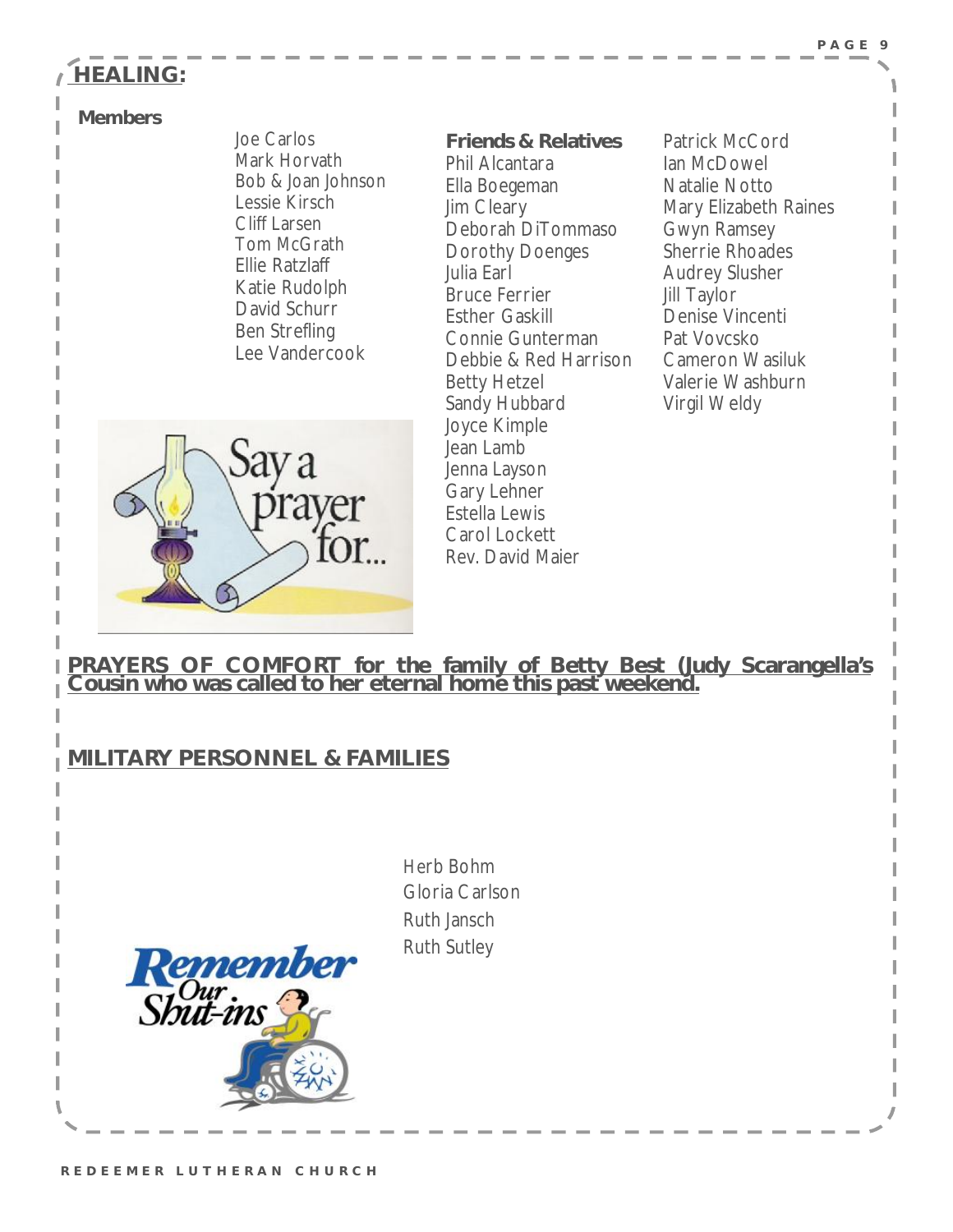## HEALING:

**Members**

Joe Carlos
Mark Horvath
Bob & Joan Johnson
Lessie Kirsch
Cliff Larsen
Tom McGrath
Ellie Ratzlaff
Katie Rudolph
David Schurr
Ben Strefling
Lee Vandercook

**Friends & Relatives**

Phil Alcantara
Ella Boegeman
Jim Cleary
Deborah DiTommaso
Dorothy Doenges
Julia Earl
Bruce Ferrier
Esther Gaskill
Connie Gunterman
Debbie & Red Harrison
Betty Hetzel
Sandy Hubbard
Joyce Kimple
Jean Lamb
Jenna Layson
Gary Lehner
Estella Lewis
Carol Lockett
Rev. David Maier
Patrick McCord
Ian McDowel
Natalie Notto
Mary Elizabeth Raines
Gwyn Ramsey
Sherrie Rhoades
Audrey Slusher
Jill Taylor
Denise Vincenti
Pat Vovcsko
Cameron Wasiluk
Valerie Washburn
Virgil Weldy

**PRAYERS OF COMFORT for the family of Betty Best (Judy Scarangella's Cousin who was called to her eternal home this past weekend.**

**MILITARY PERSONNEL & FAMILIES**

Herb Bohm
Gloria Carlson
Ruth Jansch
Ruth Sutley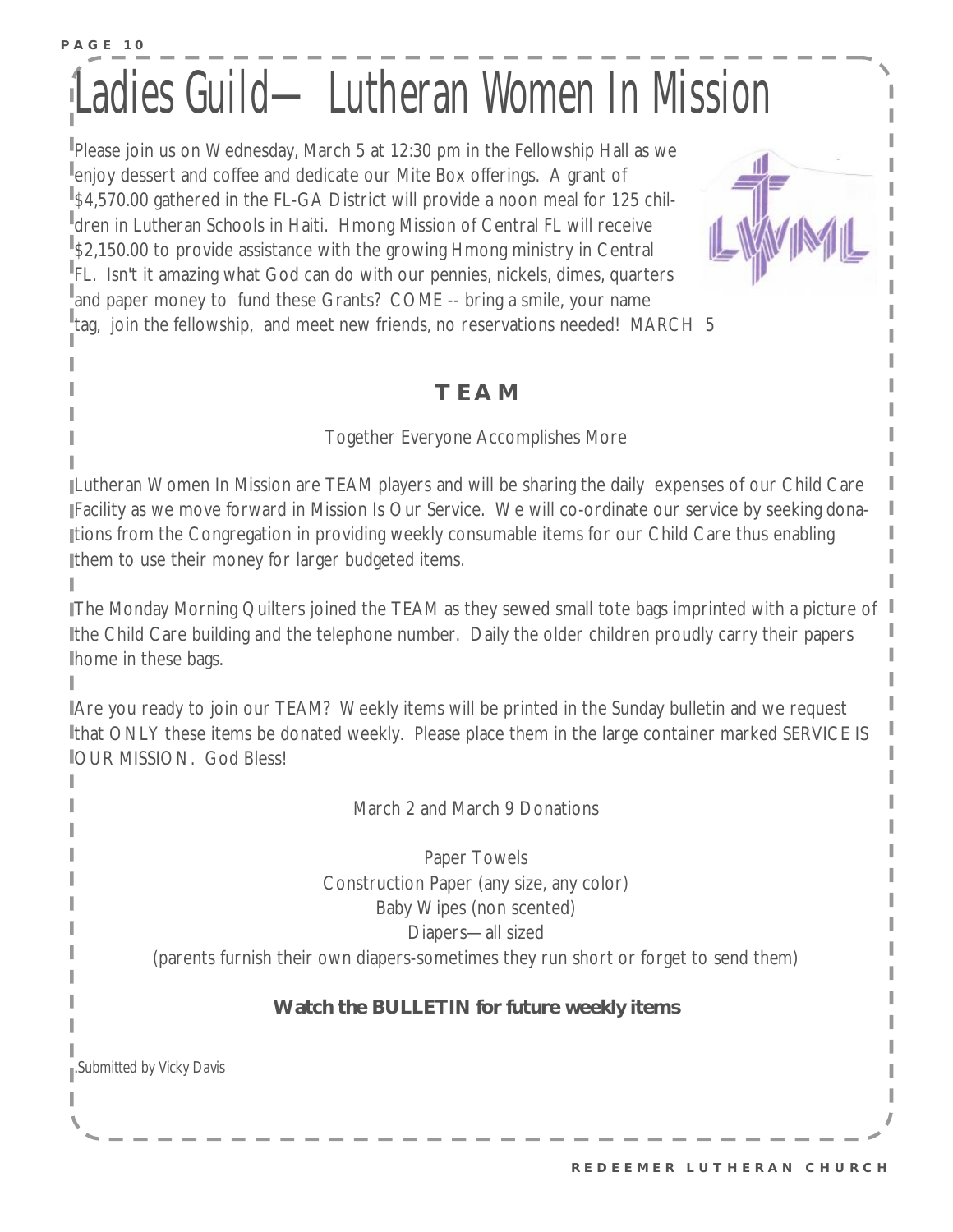# Ladies Guild— Lutheran Women In Mission

Please join us on Wednesday, March 5 at 12:30 pm in the Fellowship Hall as we enjoy dessert and coffee and dedicate our Mite Box offerings. A grant of $4,570.00 gathered in the FL-GA District will provide a noon meal for 125 children in Lutheran Schools in Haiti. Hmong Mission of Central FL will receive $2,150.00 to provide assistance with the growing Hmong ministry in Central FL. Isn't it amazing what God can do with our pennies, nickels, dimes, quarters and paper money to fund these Grants? COME -- bring a smile, your name tag, join the fellowship, and meet new friends, no reservations needed! MARCH 5

## TEAM

Together Everyone Accomplishes More

Lutheran Women In Mission are TEAM players and will be sharing the daily expenses of our Child Care Facility as we move forward in Mission Is Our Service. We will co-ordinate our service by seeking donations from the Congregation in providing weekly consumable items for our Child Care thus enabling them to use their money for larger budgeted items.

The Monday Morning Quilters joined the TEAM as they sewed small tote bags imprinted with a picture of the Child Care building and the telephone number. Daily the older children proudly carry their papers home in these bags.

Are you ready to join our TEAM? Weekly items will be printed in the Sunday bulletin and we request that ONLY these items be donated weekly. Please place them in the large container marked SERVICE IS OUR MISSION. God Bless!

March 2 and March 9 Donations

Paper Towels
Construction Paper (any size, any color)
Baby Wipes (non scented)
Diapers—all sized
(parents furnish their own diapers-sometimes they run short or forget to send them)

**Watch the BULLETIN for future weekly items**

.Submitted by Vicky Davis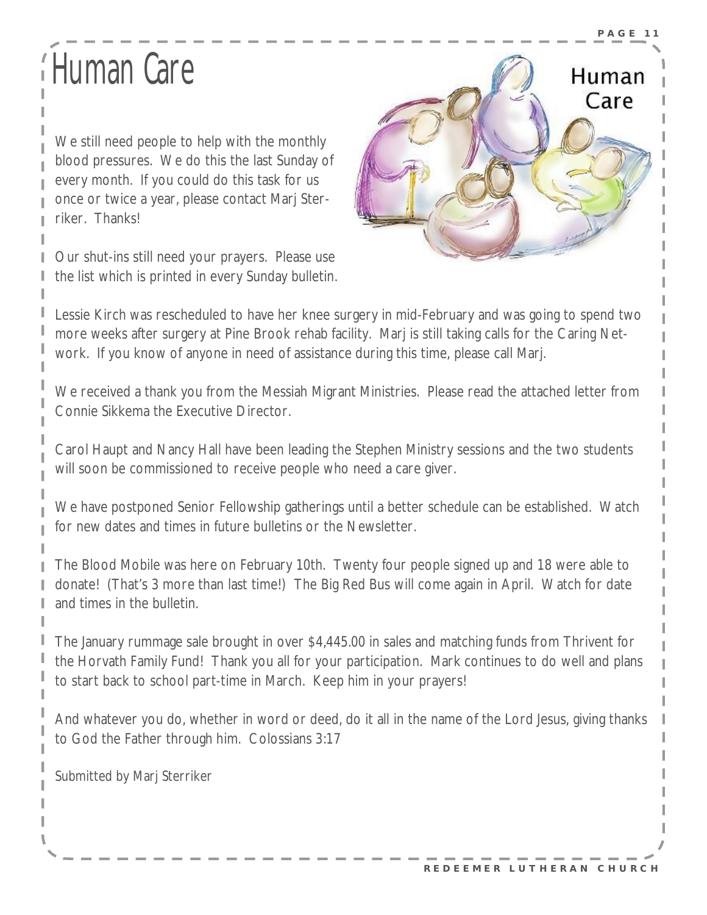# Human Care

We still need people to help with the monthly blood pressures. We do this the last Sunday of every month. If you could do this task for us once or twice a year, please contact Marj Sterriker. Thanks!

Our shut-ins still need your prayers. Please use the list which is printed in every Sunday bulletin.

Lessie Kirch was rescheduled to have her knee surgery in mid-February and was going to spend two more weeks after surgery at Pine Brook rehab facility. Marj is still taking calls for the Caring Network. If you know of anyone in need of assistance during this time, please call Marj.

We received a thank you from the Messiah Migrant Ministries. Please read the attached letter from Connie Sikkema the Executive Director.

Carol Haupt and Nancy Hall have been leading the Stephen Ministry sessions and the two students will soon be commissioned to receive people who need a care giver.

We have postponed Senior Fellowship gatherings until a better schedule can be established. Watch for new dates and times in future bulletins or the Newsletter.

The Blood Mobile was here on February 10th. Twenty four people signed up and 18 were able to donate! (That's 3 more than last time!) The Big Red Bus will come again in April. Watch for date and times in the bulletin.

The January rummage sale brought in over $4,445.00 in sales and matching funds from Thrivent for the Horvath Family Fund! Thank you all for your participation. Mark continues to do well and plans to start back to school part-time in March. Keep him in your prayers!

And whatever you do, whether in word or deed, do it all in the name of the Lord Jesus, giving thanks to God the Father through him. Colossians 3:17

*Submitted by Marj Sterriker*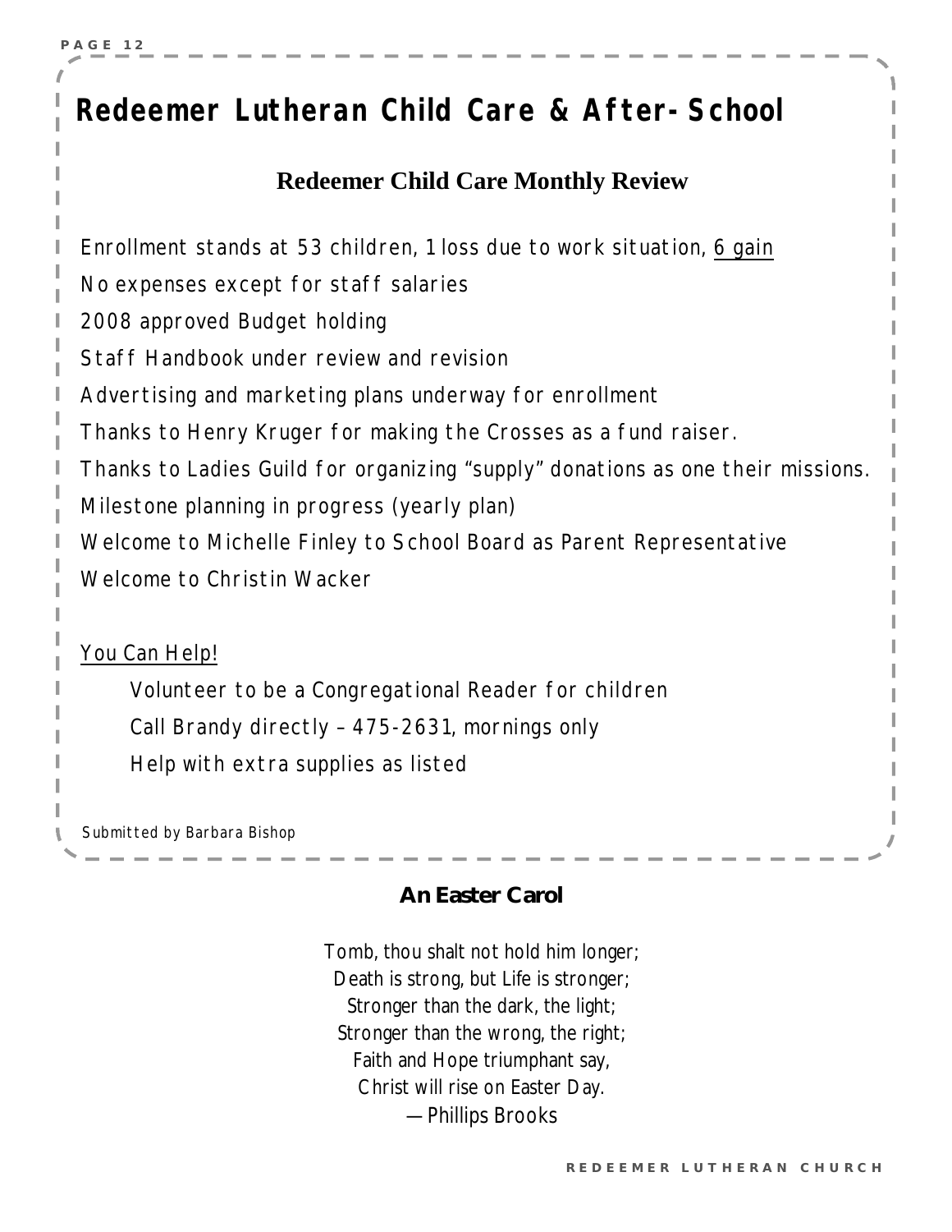# Redeemer Lutheran Child Care & After-School

## Redeemer Child Care Monthly Review

Enrollment stands at 53 children, 1 loss due to work situation, 6 gain

No expenses except for staff salaries

2008 approved Budget holding

Staff Handbook under review and revision

Advertising and marketing plans underway for enrollment

Thanks to Henry Kruger for making the Crosses as a fund raiser.

Thanks to Ladies Guild for organizing "supply" donations as one their missions.

Milestone planning in progress (yearly plan)

Welcome to Michelle Finley to School Board as Parent Representative

Welcome to Christin Wacker

You Can Help!

- Volunteer to be a Congregational Reader for children
- Call Brandy directly – 475-2631, mornings only
- Help with extra supplies as listed

*Submitted by Barbara Bishop*

### An Easter Carol

Tomb, thou shalt not hold him longer;
Death is strong, but Life is stronger;
Stronger than the dark, the light;
Stronger than the wrong, the right;
Faith and Hope triumphant say,
Christ will rise on Easter Day.
—Phillips Brooks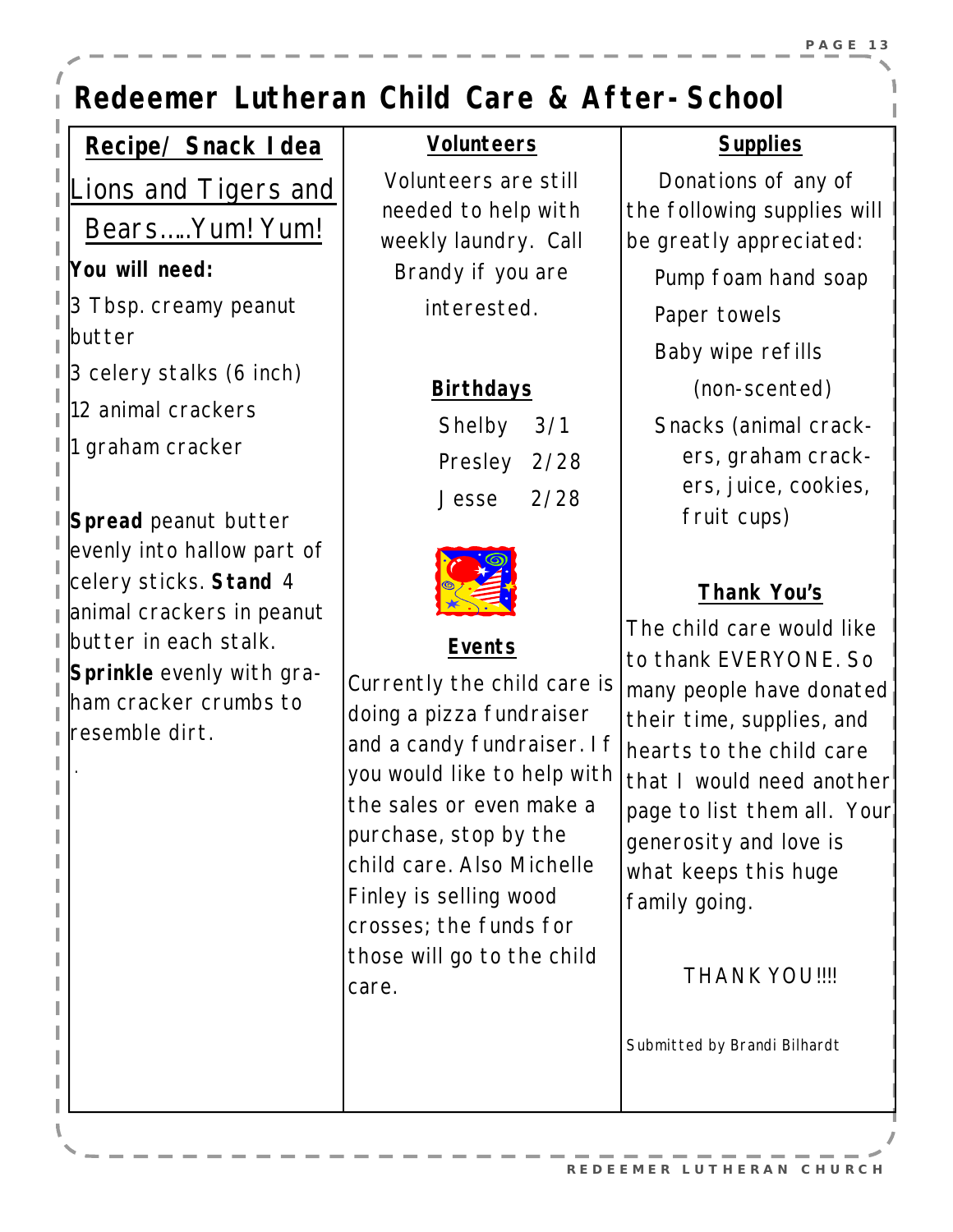# Redeemer Lutheran Child Care & After-School

## Recipe/ Snack Idea

**Lions and Tigers and Bears…..Yum! Yum!**

**You will need:**

3 Tbsp. creamy peanut butter

3 celery stalks (6 inch)

12 animal crackers

1 graham cracker

**Spread** peanut butter evenly into hallow part of celery sticks. **Stand** 4 animal crackers in peanut butter in each stalk. **Sprinkle** evenly with graham cracker crumbs to resemble dirt.

.

## Volunteers

Volunteers are still needed to help with weekly laundry. Call Brandy if you are interested.

## Birthdays

Shelby 3/1

Presley 2/28

Jesse 2/28

## Events

Currently the child care is doing a pizza fundraiser and a candy fundraiser. If you would like to help with the sales or even make a purchase, stop by the child care. Also Michelle Finley is selling wood crosses; the funds for those will go to the child care.

## Supplies

Donations of any of the following supplies will be greatly appreciated:

- Pump foam hand soap
- Paper towels
- Baby wipe refills (non-scented)
- Snacks (animal crackers, graham crackers, juice, cookies, fruit cups)

## Thank You's

The child care would like to thank EVERYONE. So many people have donated their time, supplies, and hearts to the child care that I would need another page to list them all. Your generosity and love is what keeps this huge family going.

THANK YOU!!!!

Submitted by Brandi Bilhardt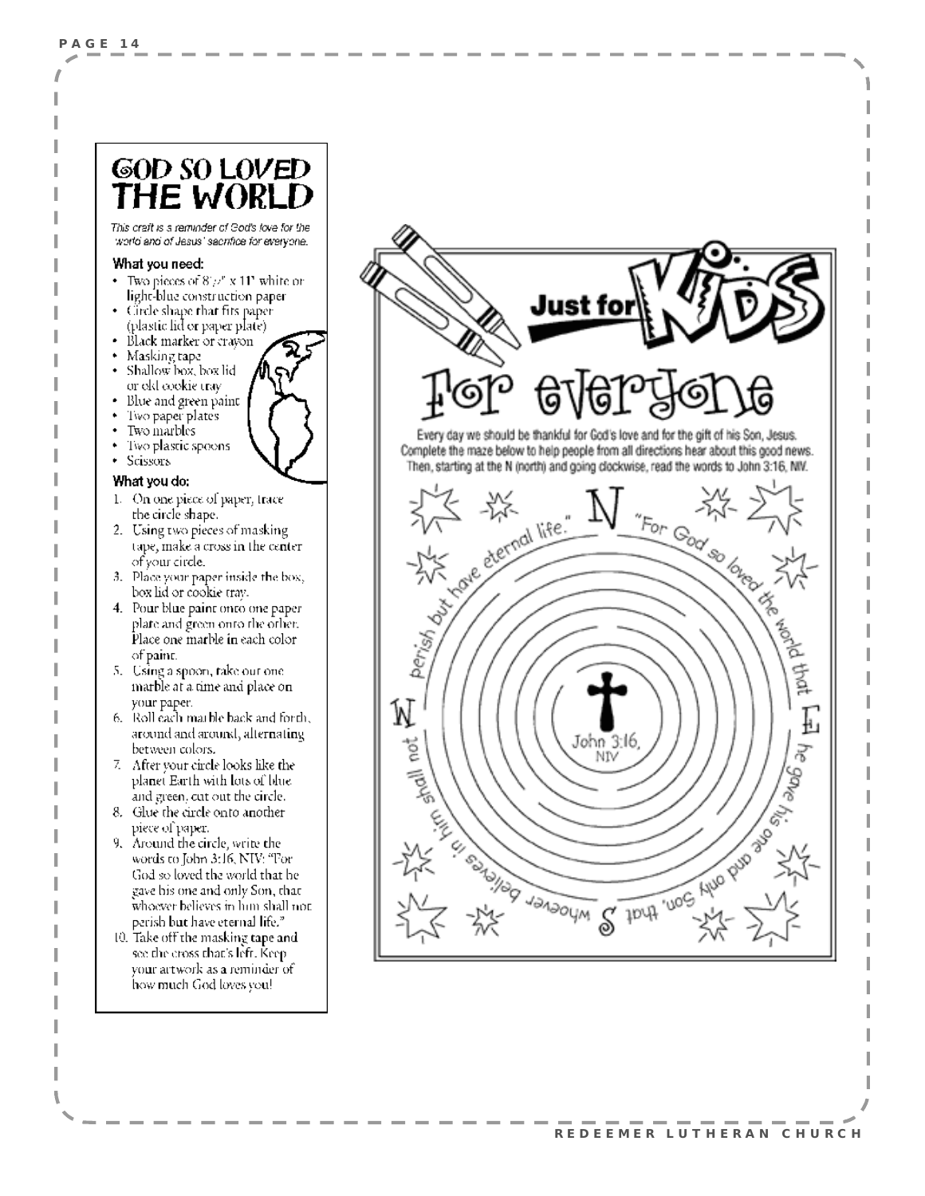## GOD SO LOVED THE WORLD

*This craft is a reminder of God's love for the world and of Jesus' sacrifice for everyone.*

### What you need:

- Two pieces of 8½" x 11" white or light-blue construction paper
- Circle shape that fits paper (plastic lid or paper plate)
- Black marker or crayon
- Masking tape
- Shallow box, box lid or old cookie tray
- Blue and green paint
- Two paper plates
- Two marbles
- Two plastic spoons
- Scissors

### What you do:

1. On one piece of paper, trace the circle shape.
2. Using two pieces of masking tape, make a cross in the center of your circle.
3. Place your paper inside the box, box lid or cookie tray.
4. Pour blue paint onto one paper plate and green onto the other. Place one marble in each color of paint.
5. Using a spoon, take out one marble at a time and place on your paper.
6. Roll each marble back and forth, around and around, alternating between colors.
7. After your circle looks like the planet Earth with lots of blue and green, cut out the circle.
8. Glue the circle onto another piece of paper.
9. Around the circle, write the words to John 3:16, NIV: "For God so loved the world that he gave his one and only Son, that whoever believes in him shall not perish but have eternal life."
10. Take off the masking tape and see the cross that's left. Keep your artwork as a reminder of how much God loves you!

## Just for KIDS

## For everyone

Every day we should be thankful for God's love and for the gift of his Son, Jesus. Complete the maze below to help people from all directions hear about this good news. Then, starting at the N (north) and going clockwise, read the words to John 3:16, NIV.

N — "For God so loved the world that — E — he gave his one and only Son, that — S — whoever believes in him shall not — W — perish but have eternal life."

John 3:16, NIV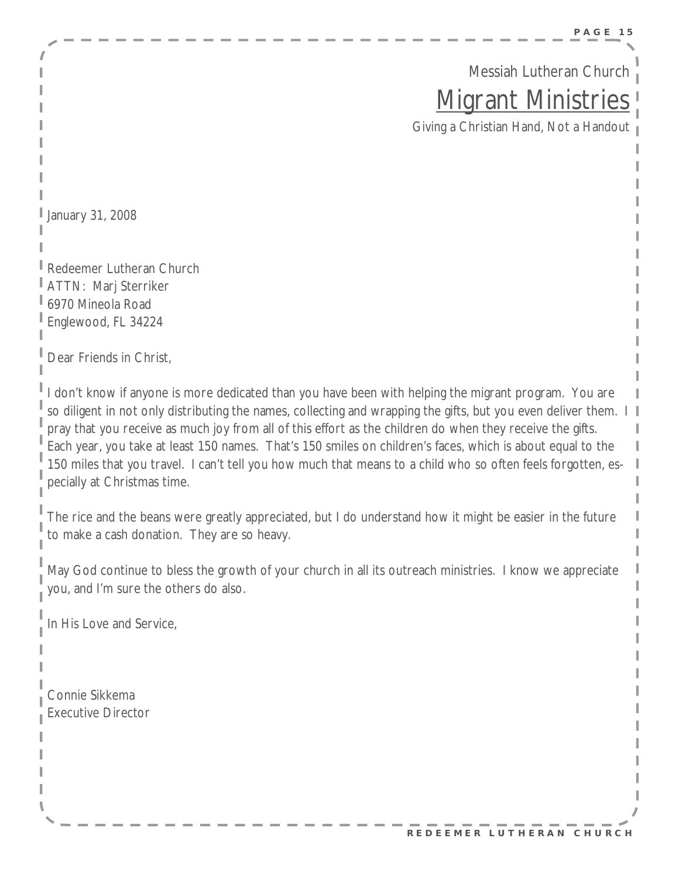Messiah Lutheran Church

# Migrant Ministries

Giving a Christian Hand, Not a Handout

January 31, 2008

Redeemer Lutheran Church
ATTN: Marj Sterriker
6970 Mineola Road
Englewood, FL 34224

Dear Friends in Christ,

I don't know if anyone is more dedicated than you have been with helping the migrant program. You are so diligent in not only distributing the names, collecting and wrapping the gifts, but you even deliver them. I pray that you receive as much joy from all of this effort as the children do when they receive the gifts. Each year, you take at least 150 names. That's 150 smiles on children's faces, which is about equal to the 150 miles that you travel. I can't tell you how much that means to a child who so often feels forgotten, especially at Christmas time.

The rice and the beans were greatly appreciated, but I do understand how it might be easier in the future to make a cash donation. They are so heavy.

May God continue to bless the growth of your church in all its outreach ministries. I know we appreciate you, and I'm sure the others do also.

In His Love and Service,

Connie Sikkema
Executive Director